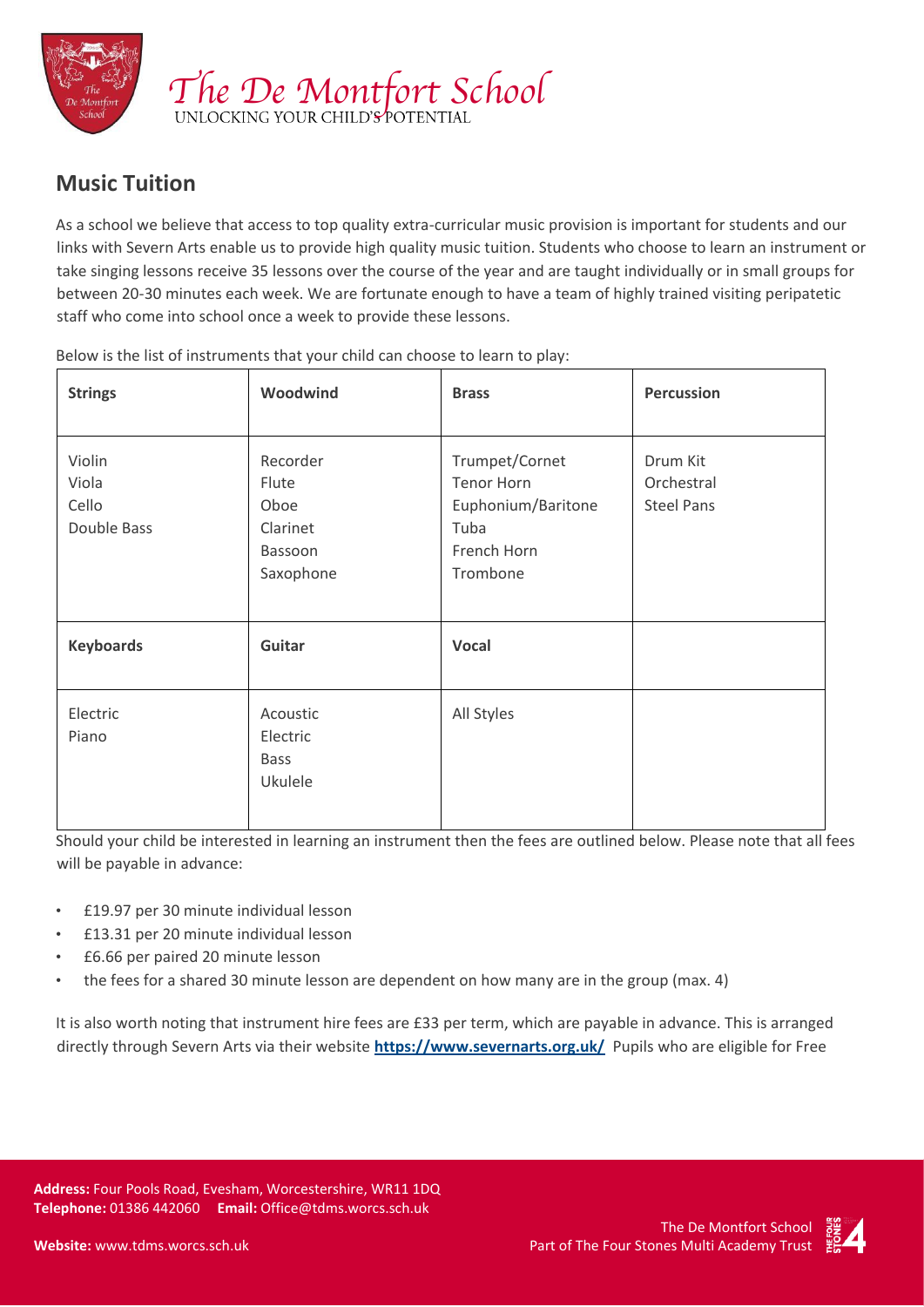# The De Montfort School

UNLOCKING YOUR CHILD'S POTENTIAL

## Music Tuition

As a school we believe that access to top quality extra-curricular music provision is important for students and our links with Severn Arts enable us to provide high quality music tuition. Students who choose to learn an instrument or take singing lessons receive 35 lessons over the course of the year and are taught individually or in small groups for between 20-30 minutes each week. We are fortunate enough to have a team of highly trained visiting peripatetic staff who come into school once a week to provide these lessons.

Below is the list of instruments that your child can choose to learn to play:

| **Strings** | **Woodwind** | **Brass** | **Percussion** |
|---|---|---|---|
| Violin<br>Viola<br>Cello<br>Double Bass | Recorder<br>Flute<br>Oboe<br>Clarinet<br>Bassoon<br>Saxophone | Trumpet/Cornet<br>Tenor Horn<br>Euphonium/Baritone<br>Tuba<br>French Horn<br>Trombone | Drum Kit<br>Orchestral<br>Steel Pans |
| **Keyboards** | **Guitar** | **Vocal** | |
| Electric<br>Piano | Acoustic<br>Electric<br>Bass<br>Ukulele | All Styles | |

Should your child be interested in learning an instrument then the fees are outlined below. Please note that all fees will be payable in advance:

- £19.97 per 30 minute individual lesson
- £13.31 per 20 minute individual lesson
- £6.66 per paired 20 minute lesson
- the fees for a shared 30 minute lesson are dependent on how many are in the group (max. 4)

It is also worth noting that instrument hire fees are £33 per term, which are payable in advance. This is arranged directly through Severn Arts via their website **https://www.severnarts.org.uk/** Pupils who are eligible for Free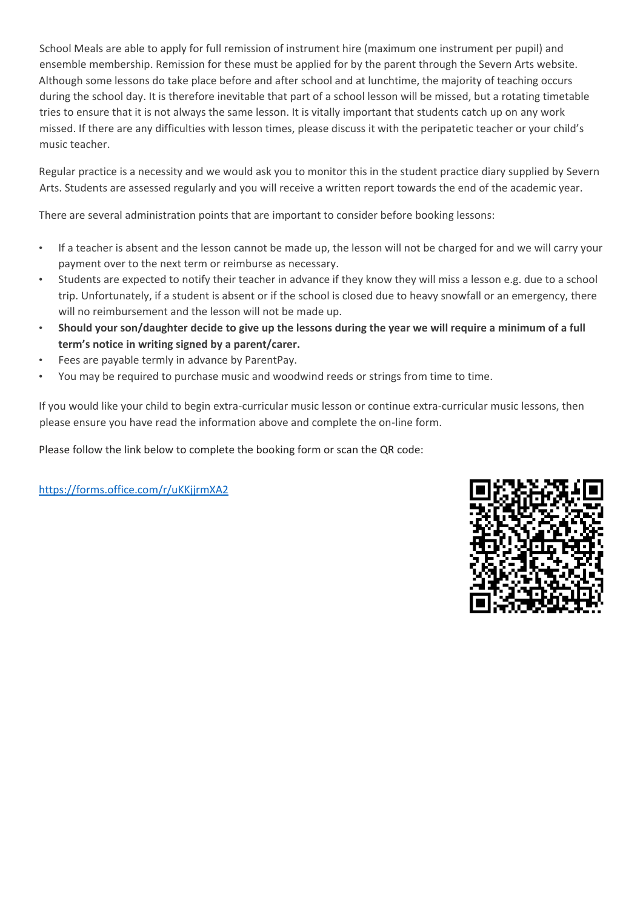School Meals are able to apply for full remission of instrument hire (maximum one instrument per pupil) and ensemble membership. Remission for these must be applied for by the parent through the Severn Arts website. Although some lessons do take place before and after school and at lunchtime, the majority of teaching occurs during the school day. It is therefore inevitable that part of a school lesson will be missed, but a rotating timetable tries to ensure that it is not always the same lesson. It is vitally important that students catch up on any work missed. If there are any difficulties with lesson times, please discuss it with the peripatetic teacher or your child's music teacher.

Regular practice is a necessity and we would ask you to monitor this in the student practice diary supplied by Severn Arts. Students are assessed regularly and you will receive a written report towards the end of the academic year.

There are several administration points that are important to consider before booking lessons:

- If a teacher is absent and the lesson cannot be made up, the lesson will not be charged for and we will carry your payment over to the next term or reimburse as necessary.
- Students are expected to notify their teacher in advance if they know they will miss a lesson e.g. due to a school trip. Unfortunately, if a student is absent or if the school is closed due to heavy snowfall or an emergency, there will no reimbursement and the lesson will not be made up.
- **Should your son/daughter decide to give up the lessons during the year we will require a minimum of a full term's notice in writing signed by a parent/carer.**
- Fees are payable termly in advance by ParentPay.
- You may be required to purchase music and woodwind reeds or strings from time to time.

If you would like your child to begin extra-curricular music lesson or continue extra-curricular music lessons, then please ensure you have read the information above and complete the on-line form.

Please follow the link below to complete the booking form or scan the QR code:

[https://forms.office.com/r/uKKjjrmXA2](https://forms.office.com/r/uKKjjrmXA2)